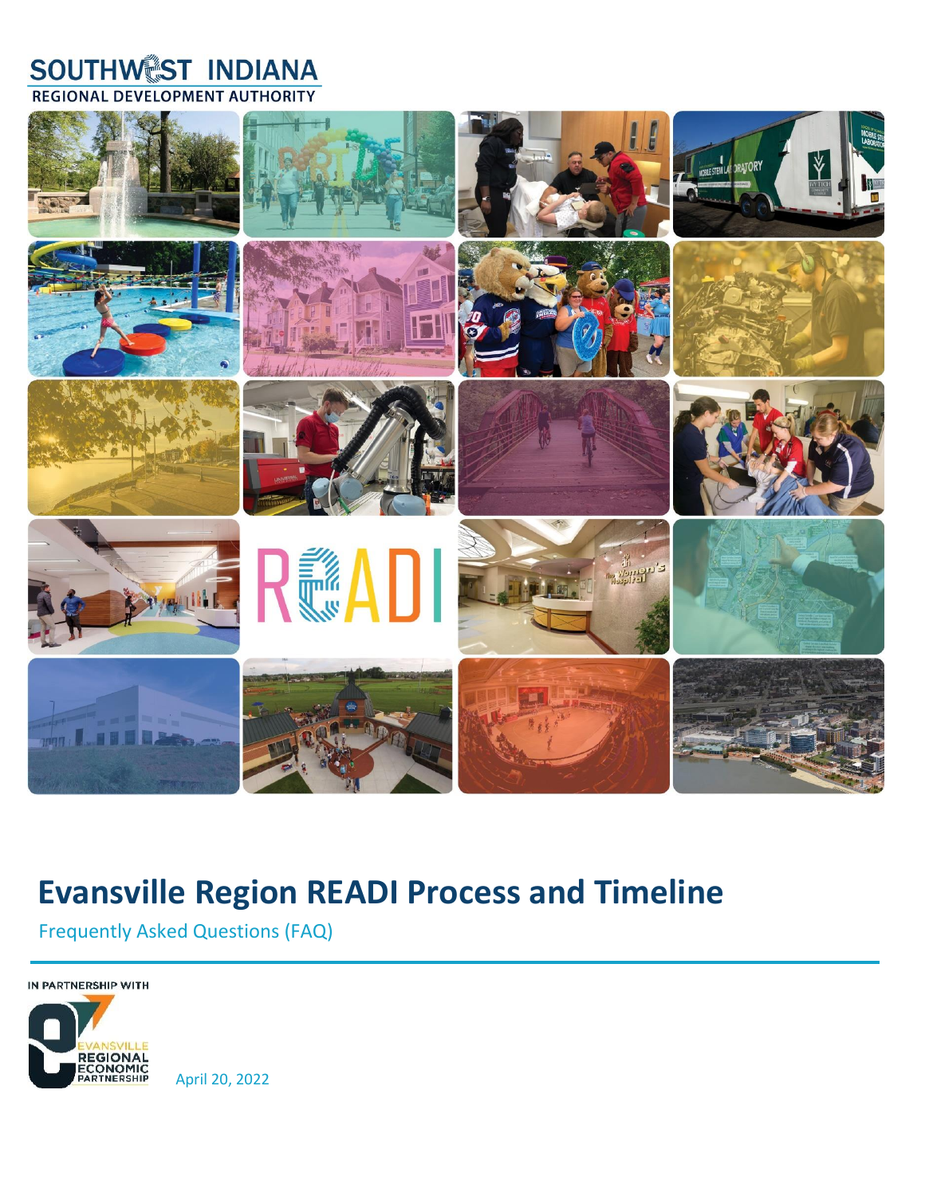SOUTHWEST INDIANA
REGIONAL DEVELOPMENT AUTHORITY

# Evansville Region READI Process and Timeline

Frequently Asked Questions (FAQ)

IN PARTNERSHIP WITH

EVANSVILLE REGIONAL ECONOMIC PARTNERSHIP

April 20, 2022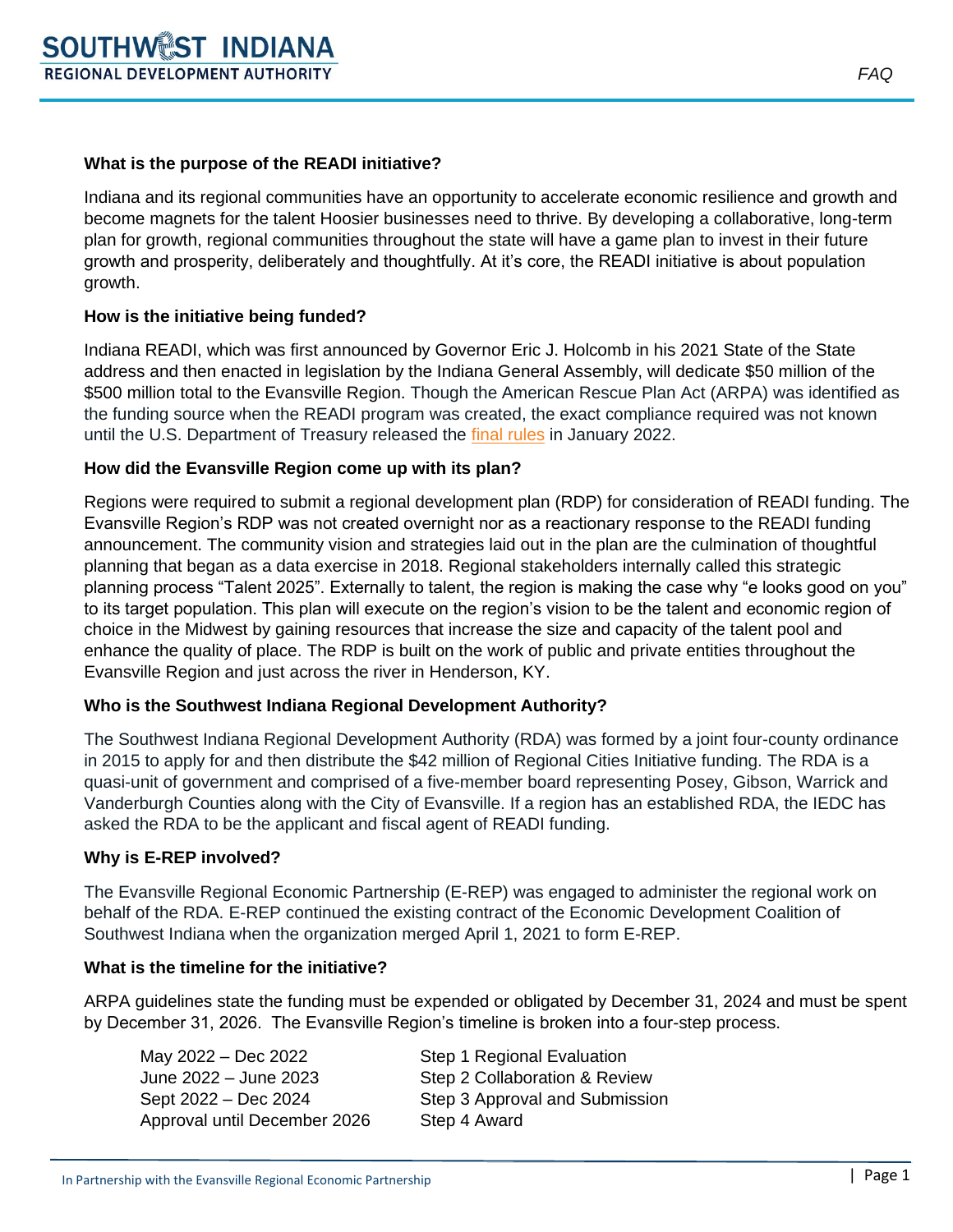### What is the purpose of the READI initiative?

Indiana and its regional communities have an opportunity to accelerate economic resilience and growth and become magnets for the talent Hoosier businesses need to thrive. By developing a collaborative, long-term plan for growth, regional communities throughout the state will have a game plan to invest in their future growth and prosperity, deliberately and thoughtfully. At it's core, the READI initiative is about population growth.

### How is the initiative being funded?

Indiana READI, which was first announced by Governor Eric J. Holcomb in his 2021 State of the State address and then enacted in legislation by the Indiana General Assembly, will dedicate $50 million of the $500 million total to the Evansville Region. Though the American Rescue Plan Act (ARPA) was identified as the funding source when the READI program was created, the exact compliance required was not known until the U.S. Department of Treasury released the final rules in January 2022.

### How did the Evansville Region come up with its plan?

Regions were required to submit a regional development plan (RDP) for consideration of READI funding. The Evansville Region's RDP was not created overnight nor as a reactionary response to the READI funding announcement. The community vision and strategies laid out in the plan are the culmination of thoughtful planning that began as a data exercise in 2018. Regional stakeholders internally called this strategic planning process "Talent 2025". Externally to talent, the region is making the case why "e looks good on you" to its target population. This plan will execute on the region's vision to be the talent and economic region of choice in the Midwest by gaining resources that increase the size and capacity of the talent pool and enhance the quality of place. The RDP is built on the work of public and private entities throughout the Evansville Region and just across the river in Henderson, KY.

### Who is the Southwest Indiana Regional Development Authority?

The Southwest Indiana Regional Development Authority (RDA) was formed by a joint four-county ordinance in 2015 to apply for and then distribute the $42 million of Regional Cities Initiative funding. The RDA is a quasi-unit of government and comprised of a five-member board representing Posey, Gibson, Warrick and Vanderburgh Counties along with the City of Evansville. If a region has an established RDA, the IEDC has asked the RDA to be the applicant and fiscal agent of READI funding.

### Why is E-REP involved?

The Evansville Regional Economic Partnership (E-REP) was engaged to administer the regional work on behalf of the RDA. E-REP continued the existing contract of the Economic Development Coalition of Southwest Indiana when the organization merged April 1, 2021 to form E-REP.

### What is the timeline for the initiative?

ARPA guidelines state the funding must be expended or obligated by December 31, 2024 and must be spent by December 31, 2026. The Evansville Region's timeline is broken into a four-step process.

| | |
|---|---|
| May 2022 – Dec 2022 | Step 1 Regional Evaluation |
| June 2022 – June 2023 | Step 2 Collaboration & Review |
| Sept 2022 – Dec 2024 | Step 3 Approval and Submission |
| Approval until December 2026 | Step 4 Award |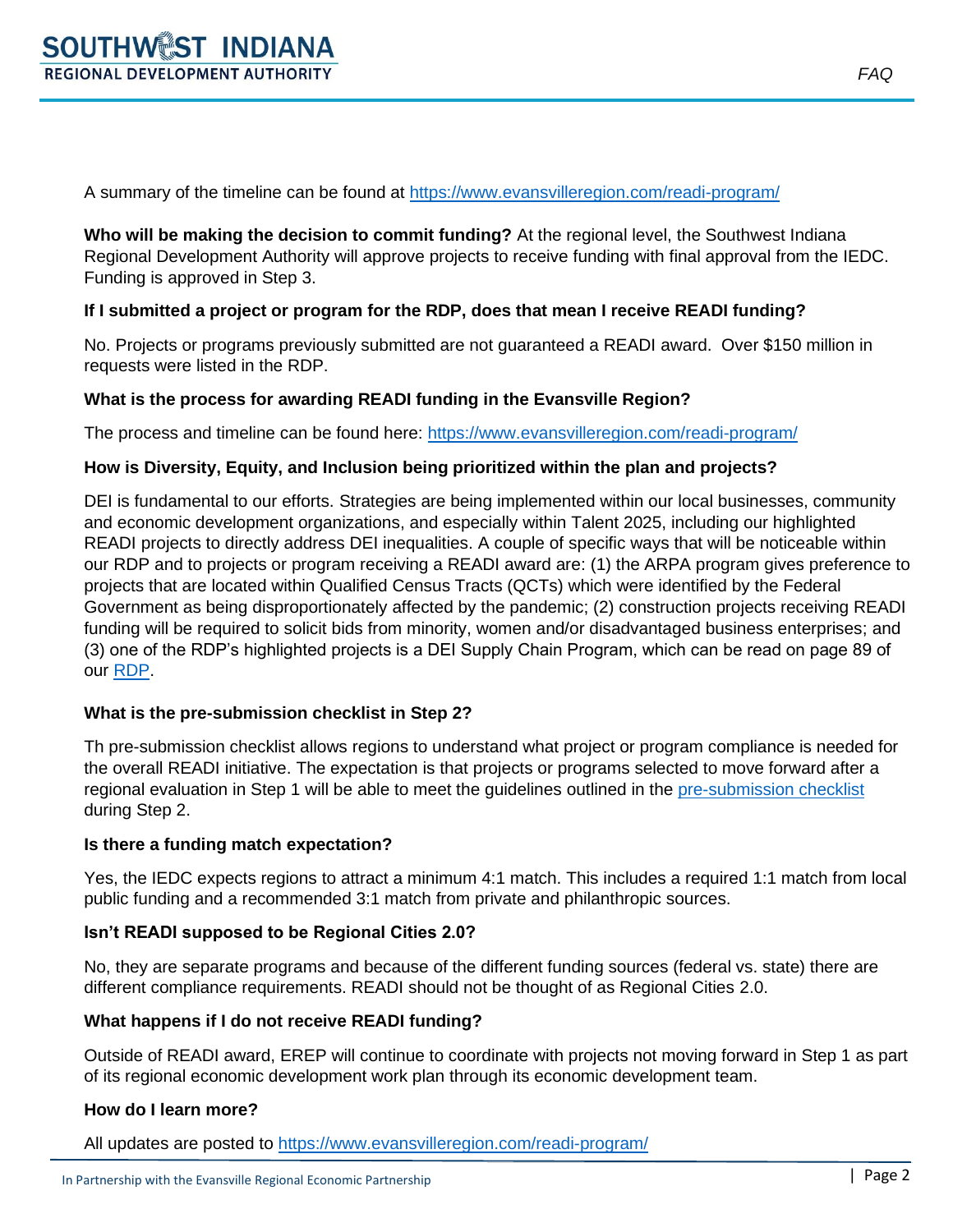A summary of the timeline can be found at https://www.evansvilleregion.com/readi-program/

**Who will be making the decision to commit funding?** At the regional level, the Southwest Indiana Regional Development Authority will approve projects to receive funding with final approval from the IEDC. Funding is approved in Step 3.

**If I submitted a project or program for the RDP, does that mean I receive READI funding?**

No. Projects or programs previously submitted are not guaranteed a READI award. Over $150 million in requests were listed in the RDP.

**What is the process for awarding READI funding in the Evansville Region?**

The process and timeline can be found here: https://www.evansvilleregion.com/readi-program/

**How is Diversity, Equity, and Inclusion being prioritized within the plan and projects?**

DEI is fundamental to our efforts. Strategies are being implemented within our local businesses, community and economic development organizations, and especially within Talent 2025, including our highlighted READI projects to directly address DEI inequalities. A couple of specific ways that will be noticeable within our RDP and to projects or program receiving a READI award are: (1) the ARPA program gives preference to projects that are located within Qualified Census Tracts (QCTs) which were identified by the Federal Government as being disproportionately affected by the pandemic; (2) construction projects receiving READI funding will be required to solicit bids from minority, women and/or disadvantaged business enterprises; and (3) one of the RDP's highlighted projects is a DEI Supply Chain Program, which can be read on page 89 of our RDP.

**What is the pre-submission checklist in Step 2?**

Th pre-submission checklist allows regions to understand what project or program compliance is needed for the overall READI initiative. The expectation is that projects or programs selected to move forward after a regional evaluation in Step 1 will be able to meet the guidelines outlined in the pre-submission checklist during Step 2.

**Is there a funding match expectation?**

Yes, the IEDC expects regions to attract a minimum 4:1 match. This includes a required 1:1 match from local public funding and a recommended 3:1 match from private and philanthropic sources.

**Isn't READI supposed to be Regional Cities 2.0?**

No, they are separate programs and because of the different funding sources (federal vs. state) there are different compliance requirements. READI should not be thought of as Regional Cities 2.0.

**What happens if I do not receive READI funding?**

Outside of READI award, EREP will continue to coordinate with projects not moving forward in Step 1 as part of its regional economic development work plan through its economic development team.

**How do I learn more?**

All updates are posted to https://www.evansvilleregion.com/readi-program/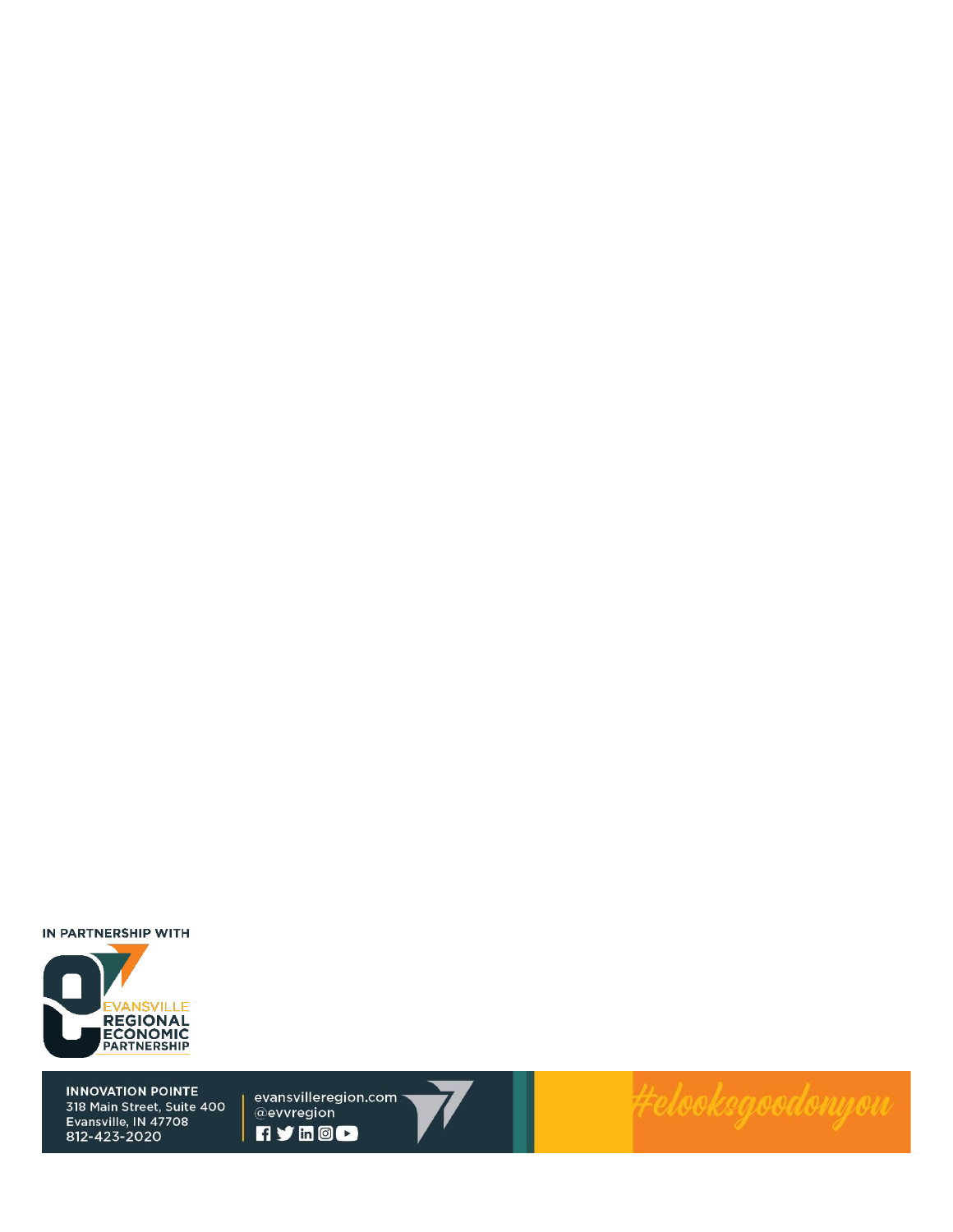IN PARTNERSHIP WITH

EVANSVILLE REGIONAL ECONOMIC PARTNERSHIP

**INNOVATION POINTE**
318 Main Street, Suite 400
Evansville, IN 47708
812-423-2020

evansvilleregion.com
@evvregion

#elooksgoodonyou